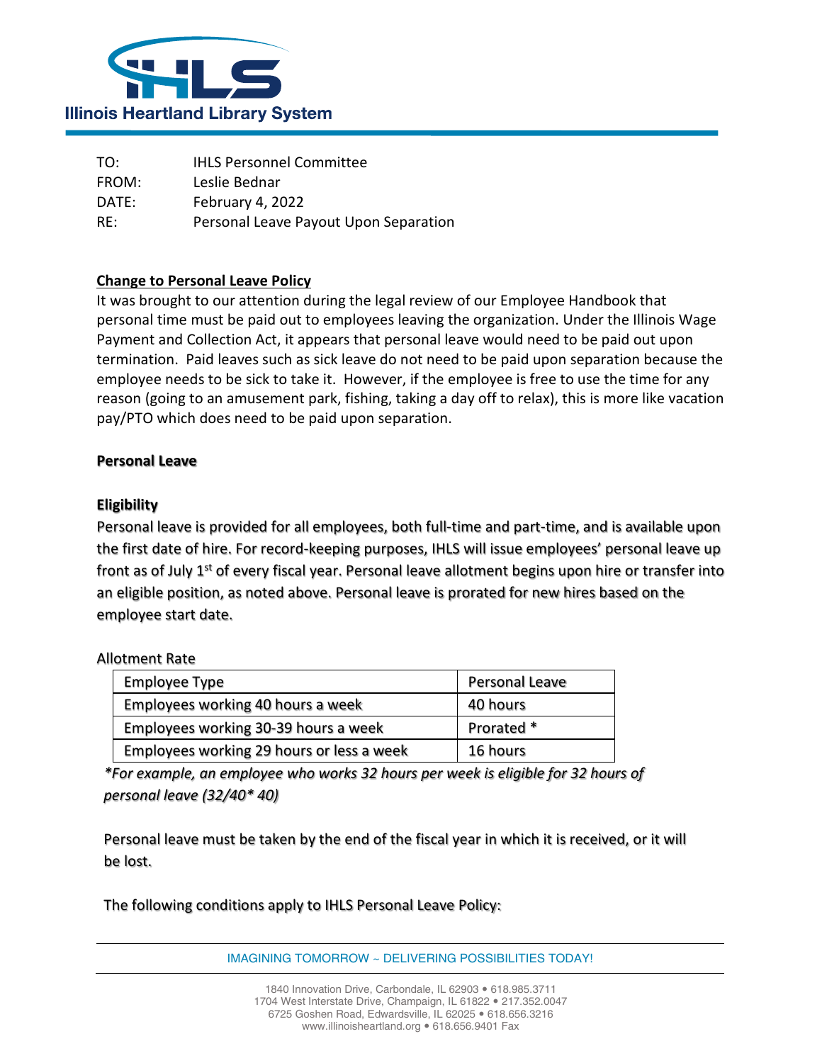Illinois Heartland Library System

TO: IHLS Personnel Committee
FROM: Leslie Bednar
DATE: February 4, 2022
RE: Personal Leave Payout Upon Separation

**Change to Personal Leave Policy**

It was brought to our attention during the legal review of our Employee Handbook that personal time must be paid out to employees leaving the organization. Under the Illinois Wage Payment and Collection Act, it appears that personal leave would need to be paid out upon termination. Paid leaves such as sick leave do not need to be paid upon separation because the employee needs to be sick to take it. However, if the employee is free to use the time for any reason (going to an amusement park, fishing, taking a day off to relax), this is more like vacation pay/PTO which does need to be paid upon separation.

**Personal Leave**

**Eligibility**

Personal leave is provided for all employees, both full-time and part-time, and is available upon the first date of hire. For record-keeping purposes, IHLS will issue employees' personal leave up front as of July 1st of every fiscal year. Personal leave allotment begins upon hire or transfer into an eligible position, as noted above. Personal leave is prorated for new hires based on the employee start date.

Allotment Rate

| Employee Type | Personal Leave |
|---|---|
| Employees working 40 hours a week | 40 hours |
| Employees working 30-39 hours a week | Prorated * |
| Employees working 29 hours or less a week | 16 hours |

*\*For example, an employee who works 32 hours per week is eligible for 32 hours of personal leave (32/40\* 40)*

Personal leave must be taken by the end of the fiscal year in which it is received, or it will be lost.

The following conditions apply to IHLS Personal Leave Policy: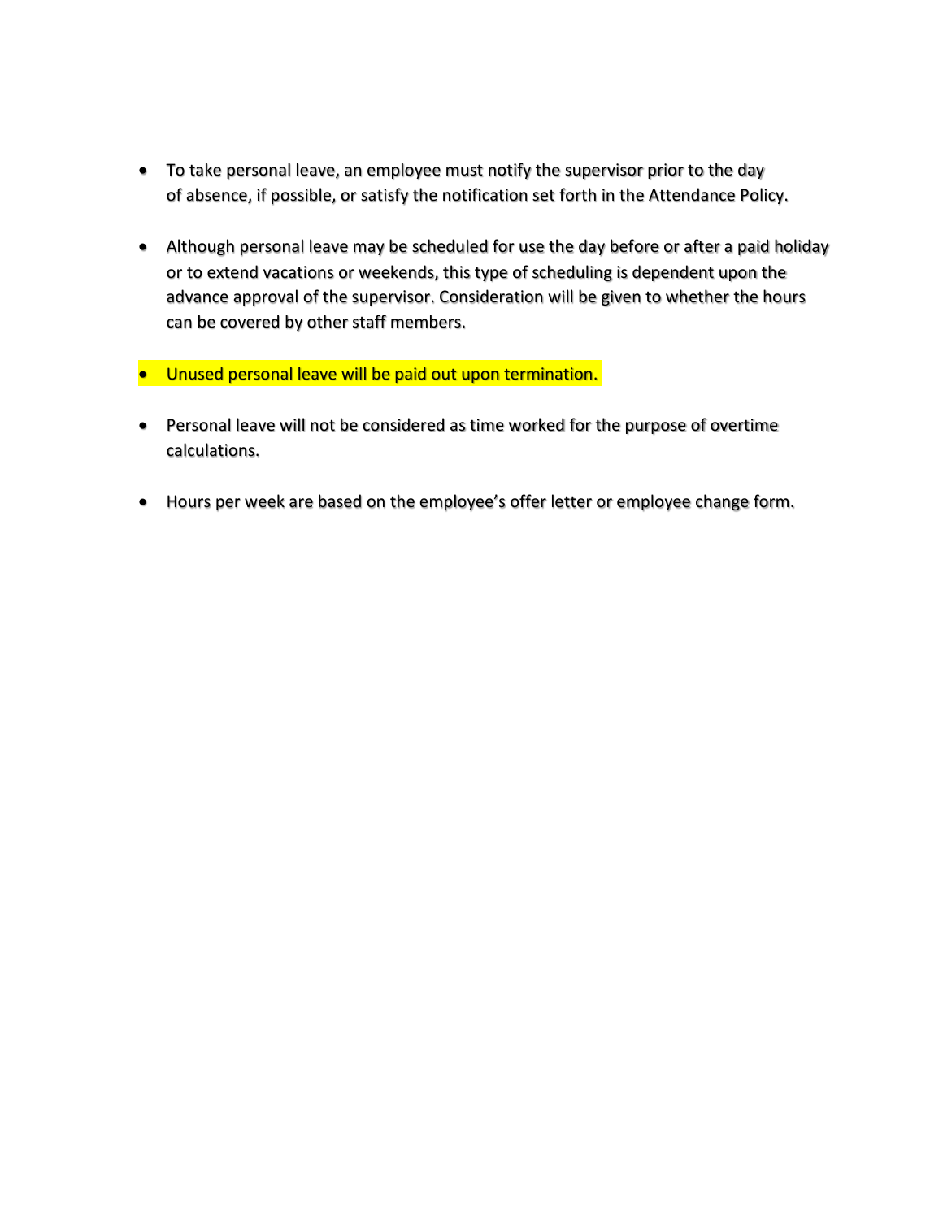- To take personal leave, an employee must notify the supervisor prior to the day of absence, if possible, or satisfy the notification set forth in the Attendance Policy.

- Although personal leave may be scheduled for use the day before or after a paid holiday or to extend vacations or weekends, this type of scheduling is dependent upon the advance approval of the supervisor. Consideration will be given to whether the hours can be covered by other staff members.

- Unused personal leave will be paid out upon termination.

- Personal leave will not be considered as time worked for the purpose of overtime calculations.

- Hours per week are based on the employee's offer letter or employee change form.